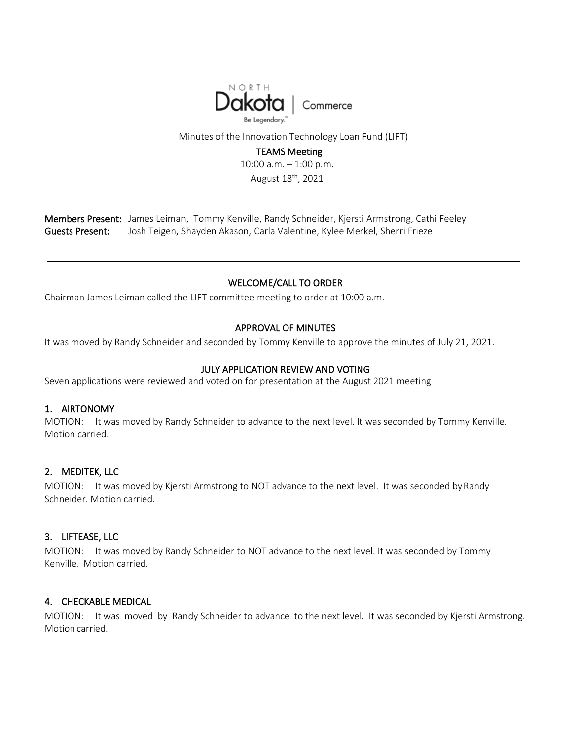NORTH Dakota | Commerce

Be Legendary.™

Minutes of the Innovation Technology Loan Fund (LIFT)

**TEAMS Meeting**

10:00 a.m. – 1:00 p.m.

August 18th, 2021

**Members Present:** James Leiman, Tommy Kenville, Randy Schneider, Kjersti Armstrong, Cathi Feeley
**Guests Present:** Josh Teigen, Shayden Akason, Carla Valentine, Kylee Merkel, Sherri Frieze

---

## WELCOME/CALL TO ORDER

Chairman James Leiman called the LIFT committee meeting to order at 10:00 a.m.

## APPROVAL OF MINUTES

It was moved by Randy Schneider and seconded by Tommy Kenville to approve the minutes of July 21, 2021.

## JULY APPLICATION REVIEW AND VOTING

Seven applications were reviewed and voted on for presentation at the August 2021 meeting.

### 1. AIRTONOMY

MOTION: It was moved by Randy Schneider to advance to the next level. It was seconded by Tommy Kenville. Motion carried.

### 2. MEDITEK, LLC

MOTION: It was moved by Kjersti Armstrong to NOT advance to the next level. It was seconded by Randy Schneider. Motion carried.

### 3. LIFTEASE, LLC

MOTION: It was moved by Randy Schneider to NOT advance to the next level. It was seconded by Tommy Kenville. Motion carried.

### 4. CHECKABLE MEDICAL

MOTION: It was moved by Randy Schneider to advance to the next level. It was seconded by Kjersti Armstrong. Motion carried.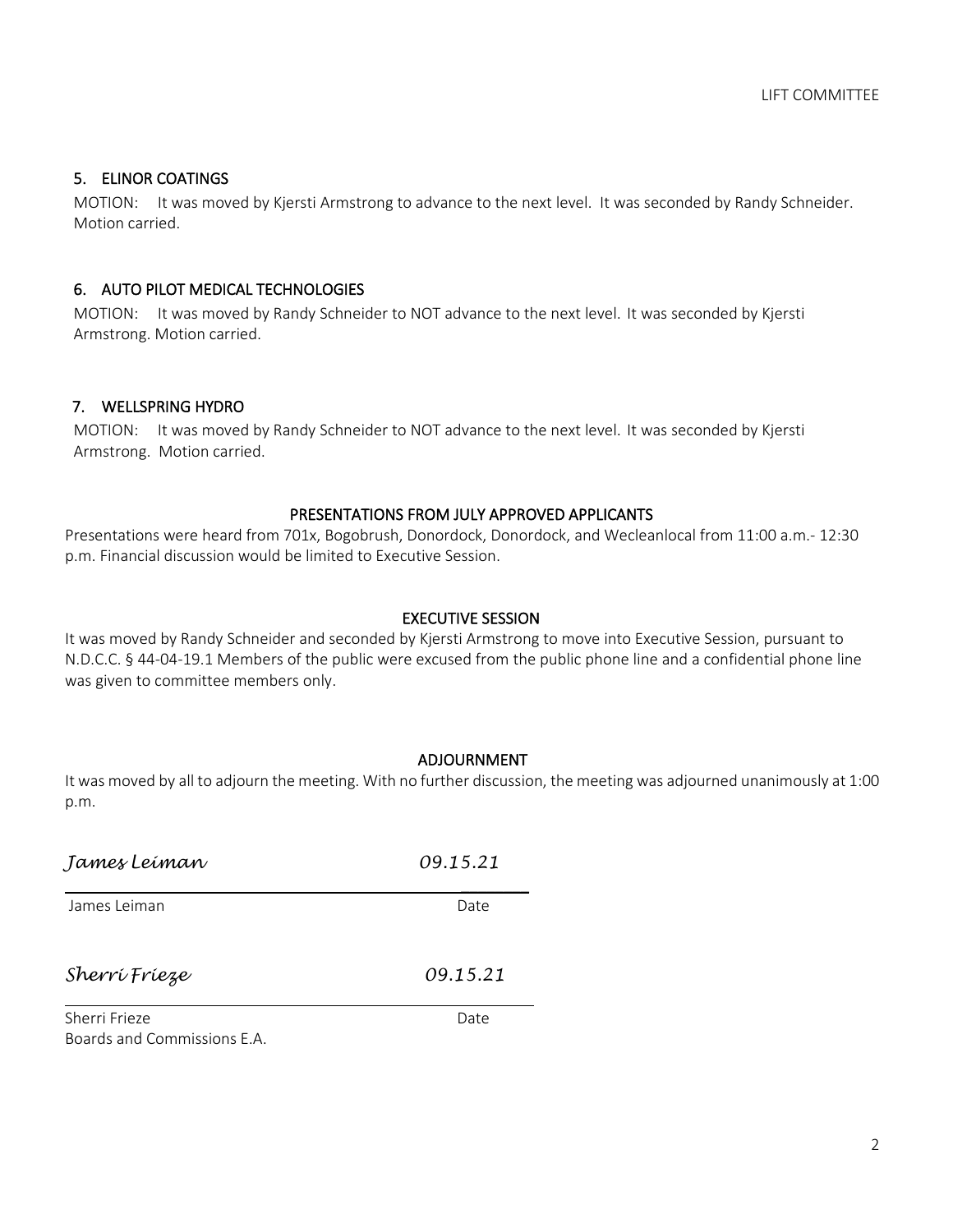### 5. ELINOR COATINGS

MOTION: It was moved by Kjersti Armstrong to advance to the next level. It was seconded by Randy Schneider. Motion carried.

### 6. AUTO PILOT MEDICAL TECHNOLOGIES

MOTION: It was moved by Randy Schneider to NOT advance to the next level. It was seconded by Kjersti Armstrong. Motion carried.

### 7. WELLSPRING HYDRO

MOTION: It was moved by Randy Schneider to NOT advance to the next level. It was seconded by Kjersti Armstrong. Motion carried.

## PRESENTATIONS FROM JULY APPROVED APPLICANTS

Presentations were heard from 701x, Bogobrush, Donordock, Donordock, and Wecleanlocal from 11:00 a.m.- 12:30 p.m. Financial discussion would be limited to Executive Session.

## EXECUTIVE SESSION

It was moved by Randy Schneider and seconded by Kjersti Armstrong to move into Executive Session, pursuant to N.D.C.C. § 44-04-19.1 Members of the public were excused from the public phone line and a confidential phone line was given to committee members only.

## ADJOURNMENT

It was moved by all to adjourn the meeting. With no further discussion, the meeting was adjourned unanimously at 1:00 p.m.

*James Leiman* 09.15.21

James Leiman Date

*Sherri Frieze* 09.15.21

Sherri Frieze Date
Boards and Commissions E.A.